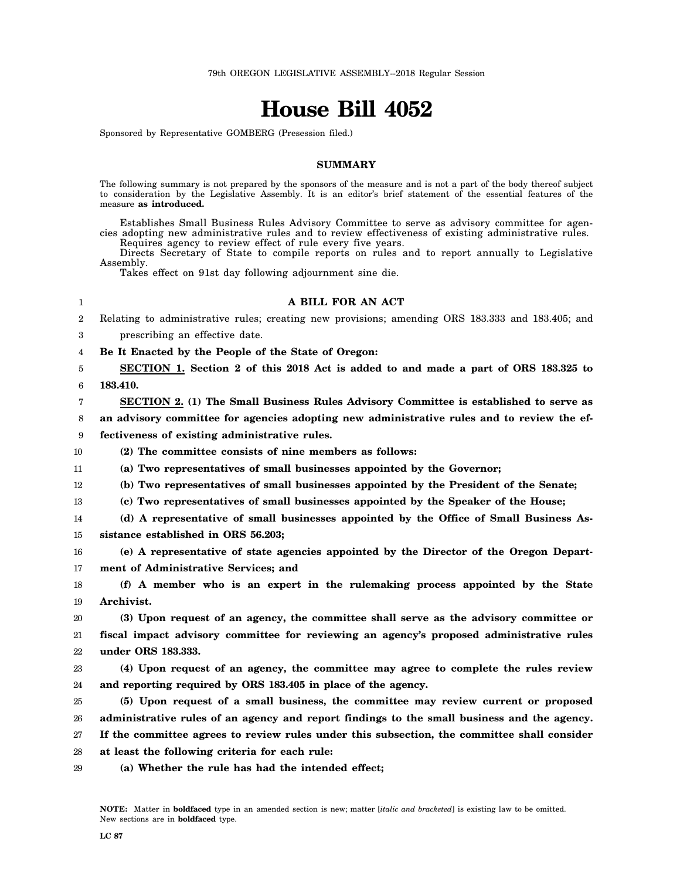79th OREGON LEGISLATIVE ASSEMBLY--2018 Regular Session

# House Bill 4052

Sponsored by Representative GOMBERG (Presession filed.)

## SUMMARY

The following summary is not prepared by the sponsors of the measure and is not a part of the body thereof subject to consideration by the Legislative Assembly. It is an editor's brief statement of the essential features of the measure **as introduced.**

Establishes Small Business Rules Advisory Committee to serve as advisory committee for agencies adopting new administrative rules and to review effectiveness of existing administrative rules.

Requires agency to review effect of rule every five years.

Directs Secretary of State to compile reports on rules and to report annually to Legislative Assembly.

Takes effect on 91st day following adjournment sine die.

**A BILL FOR AN ACT**

Relating to administrative rules; creating new provisions; amending ORS 183.333 and 183.405; and prescribing an effective date.

**Be It Enacted by the People of the State of Oregon:**

**SECTION 1. Section 2 of this 2018 Act is added to and made a part of ORS 183.325 to 183.410.**

**SECTION 2. (1) The Small Business Rules Advisory Committee is established to serve as an advisory committee for agencies adopting new administrative rules and to review the effectiveness of existing administrative rules.**

**(2) The committee consists of nine members as follows:**

**(a) Two representatives of small businesses appointed by the Governor;**

**(b) Two representatives of small businesses appointed by the President of the Senate;**

**(c) Two representatives of small businesses appointed by the Speaker of the House;**

**(d) A representative of small businesses appointed by the Office of Small Business Assistance established in ORS 56.203;**

**(e) A representative of state agencies appointed by the Director of the Oregon Department of Administrative Services; and**

**(f) A member who is an expert in the rulemaking process appointed by the State Archivist.**

**(3) Upon request of an agency, the committee shall serve as the advisory committee or fiscal impact advisory committee for reviewing an agency's proposed administrative rules under ORS 183.333.**

**(4) Upon request of an agency, the committee may agree to complete the rules review and reporting required by ORS 183.405 in place of the agency.**

**(5) Upon request of a small business, the committee may review current or proposed administrative rules of an agency and report findings to the small business and the agency. If the committee agrees to review rules under this subsection, the committee shall consider at least the following criteria for each rule:**

**(a) Whether the rule has had the intended effect;**

**NOTE:** Matter in **boldfaced** type in an amended section is new; matter [*italic and bracketed*] is existing law to be omitted. New sections are in **boldfaced** type.

LC 87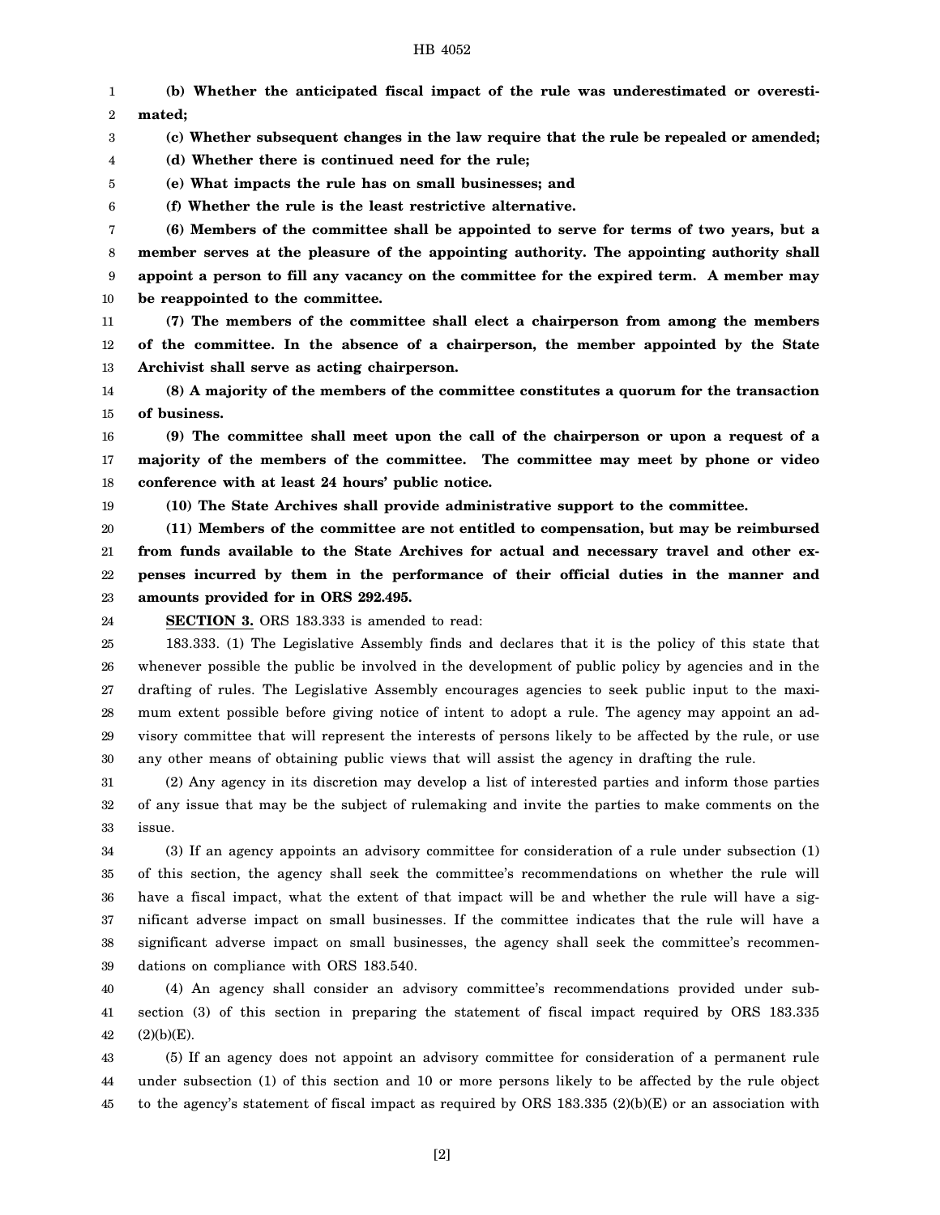**(b) Whether the anticipated fiscal impact of the rule was underestimated or overestimated;**

**(c) Whether subsequent changes in the law require that the rule be repealed or amended;**

**(d) Whether there is continued need for the rule;**

**(e) What impacts the rule has on small businesses; and**

**(f) Whether the rule is the least restrictive alternative.**

**(6) Members of the committee shall be appointed to serve for terms of two years, but a member serves at the pleasure of the appointing authority. The appointing authority shall appoint a person to fill any vacancy on the committee for the expired term. A member may be reappointed to the committee.**

**(7) The members of the committee shall elect a chairperson from among the members of the committee. In the absence of a chairperson, the member appointed by the State Archivist shall serve as acting chairperson.**

**(8) A majority of the members of the committee constitutes a quorum for the transaction of business.**

**(9) The committee shall meet upon the call of the chairperson or upon a request of a majority of the members of the committee. The committee may meet by phone or video conference with at least 24 hours' public notice.**

**(10) The State Archives shall provide administrative support to the committee.**

**(11) Members of the committee are not entitled to compensation, but may be reimbursed from funds available to the State Archives for actual and necessary travel and other expenses incurred by them in the performance of their official duties in the manner and amounts provided for in ORS 292.495.**

**SECTION 3.** ORS 183.333 is amended to read:

183.333. (1) The Legislative Assembly finds and declares that it is the policy of this state that whenever possible the public be involved in the development of public policy by agencies and in the drafting of rules. The Legislative Assembly encourages agencies to seek public input to the maximum extent possible before giving notice of intent to adopt a rule. The agency may appoint an advisory committee that will represent the interests of persons likely to be affected by the rule, or use any other means of obtaining public views that will assist the agency in drafting the rule.

(2) Any agency in its discretion may develop a list of interested parties and inform those parties of any issue that may be the subject of rulemaking and invite the parties to make comments on the issue.

(3) If an agency appoints an advisory committee for consideration of a rule under subsection (1) of this section, the agency shall seek the committee's recommendations on whether the rule will have a fiscal impact, what the extent of that impact will be and whether the rule will have a significant adverse impact on small businesses. If the committee indicates that the rule will have a significant adverse impact on small businesses, the agency shall seek the committee's recommendations on compliance with ORS 183.540.

(4) An agency shall consider an advisory committee's recommendations provided under subsection (3) of this section in preparing the statement of fiscal impact required by ORS 183.335 (2)(b)(E).

(5) If an agency does not appoint an advisory committee for consideration of a permanent rule under subsection (1) of this section and 10 or more persons likely to be affected by the rule object to the agency's statement of fiscal impact as required by ORS 183.335 (2)(b)(E) or an association with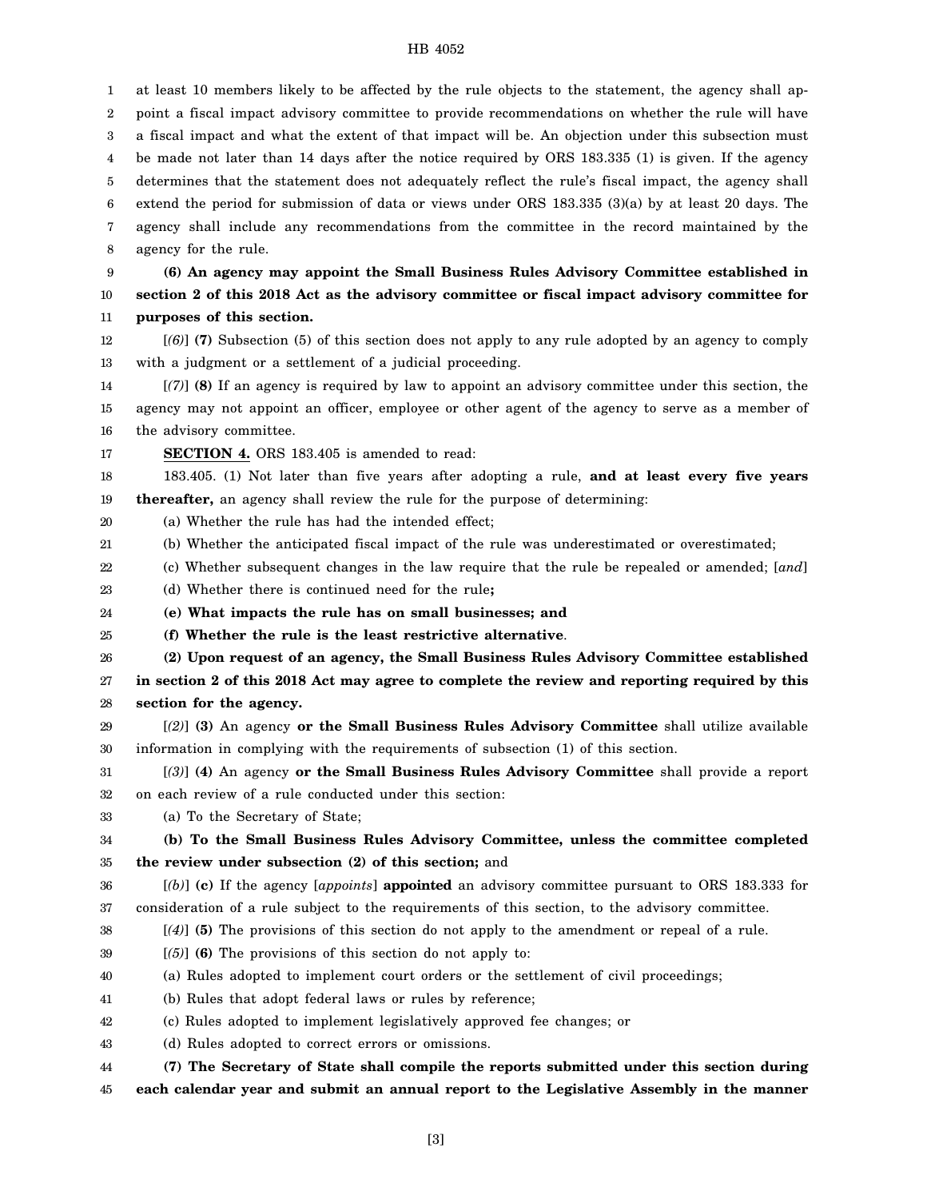at least 10 members likely to be affected by the rule objects to the statement, the agency shall appoint a fiscal impact advisory committee to provide recommendations on whether the rule will have a fiscal impact and what the extent of that impact will be. An objection under this subsection must be made not later than 14 days after the notice required by ORS 183.335 (1) is given. If the agency determines that the statement does not adequately reflect the rule's fiscal impact, the agency shall extend the period for submission of data or views under ORS 183.335 (3)(a) by at least 20 days. The agency shall include any recommendations from the committee in the record maintained by the agency for the rule.

**(6) An agency may appoint the Small Business Rules Advisory Committee established in section 2 of this 2018 Act as the advisory committee or fiscal impact advisory committee for purposes of this section.**

[*(6)*] **(7)** Subsection (5) of this section does not apply to any rule adopted by an agency to comply with a judgment or a settlement of a judicial proceeding.

[*(7)*] **(8)** If an agency is required by law to appoint an advisory committee under this section, the agency may not appoint an officer, employee or other agent of the agency to serve as a member of the advisory committee.

**SECTION 4.** ORS 183.405 is amended to read:

183.405. (1) Not later than five years after adopting a rule, **and at least every five years thereafter,** an agency shall review the rule for the purpose of determining:

(a) Whether the rule has had the intended effect;

(b) Whether the anticipated fiscal impact of the rule was underestimated or overestimated;

(c) Whether subsequent changes in the law require that the rule be repealed or amended; [*and*]

(d) Whether there is continued need for the rule**;**

**(e) What impacts the rule has on small businesses; and**

**(f) Whether the rule is the least restrictive alternative**.

**(2) Upon request of an agency, the Small Business Rules Advisory Committee established in section 2 of this 2018 Act may agree to complete the review and reporting required by this section for the agency.**

[*(2)*] **(3)** An agency **or the Small Business Rules Advisory Committee** shall utilize available information in complying with the requirements of subsection (1) of this section.

[*(3)*] **(4)** An agency **or the Small Business Rules Advisory Committee** shall provide a report on each review of a rule conducted under this section:

(a) To the Secretary of State;

**(b) To the Small Business Rules Advisory Committee, unless the committee completed the review under subsection (2) of this section;** and

[*(b)*] **(c)** If the agency [*appoints*] **appointed** an advisory committee pursuant to ORS 183.333 for consideration of a rule subject to the requirements of this section, to the advisory committee.

[*(4)*] **(5)** The provisions of this section do not apply to the amendment or repeal of a rule.

[*(5)*] **(6)** The provisions of this section do not apply to:

(a) Rules adopted to implement court orders or the settlement of civil proceedings;

(b) Rules that adopt federal laws or rules by reference;

(c) Rules adopted to implement legislatively approved fee changes; or

(d) Rules adopted to correct errors or omissions.

**(7) The Secretary of State shall compile the reports submitted under this section during each calendar year and submit an annual report to the Legislative Assembly in the manner**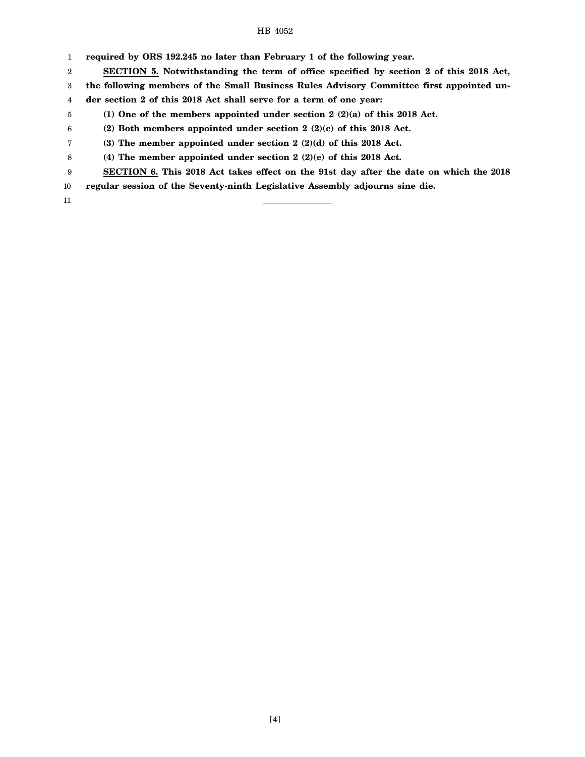**required by ORS 192.245 no later than February 1 of the following year.**

**SECTION 5. Notwithstanding the term of office specified by section 2 of this 2018 Act, the following members of the Small Business Rules Advisory Committee first appointed under section 2 of this 2018 Act shall serve for a term of one year:**

**(1) One of the members appointed under section 2 (2)(a) of this 2018 Act.**

**(2) Both members appointed under section 2 (2)(c) of this 2018 Act.**

**(3) The member appointed under section 2 (2)(d) of this 2018 Act.**

**(4) The member appointed under section 2 (2)(e) of this 2018 Act.**

**SECTION 6. This 2018 Act takes effect on the 91st day after the date on which the 2018 regular session of the Seventy-ninth Legislative Assembly adjourns sine die.**